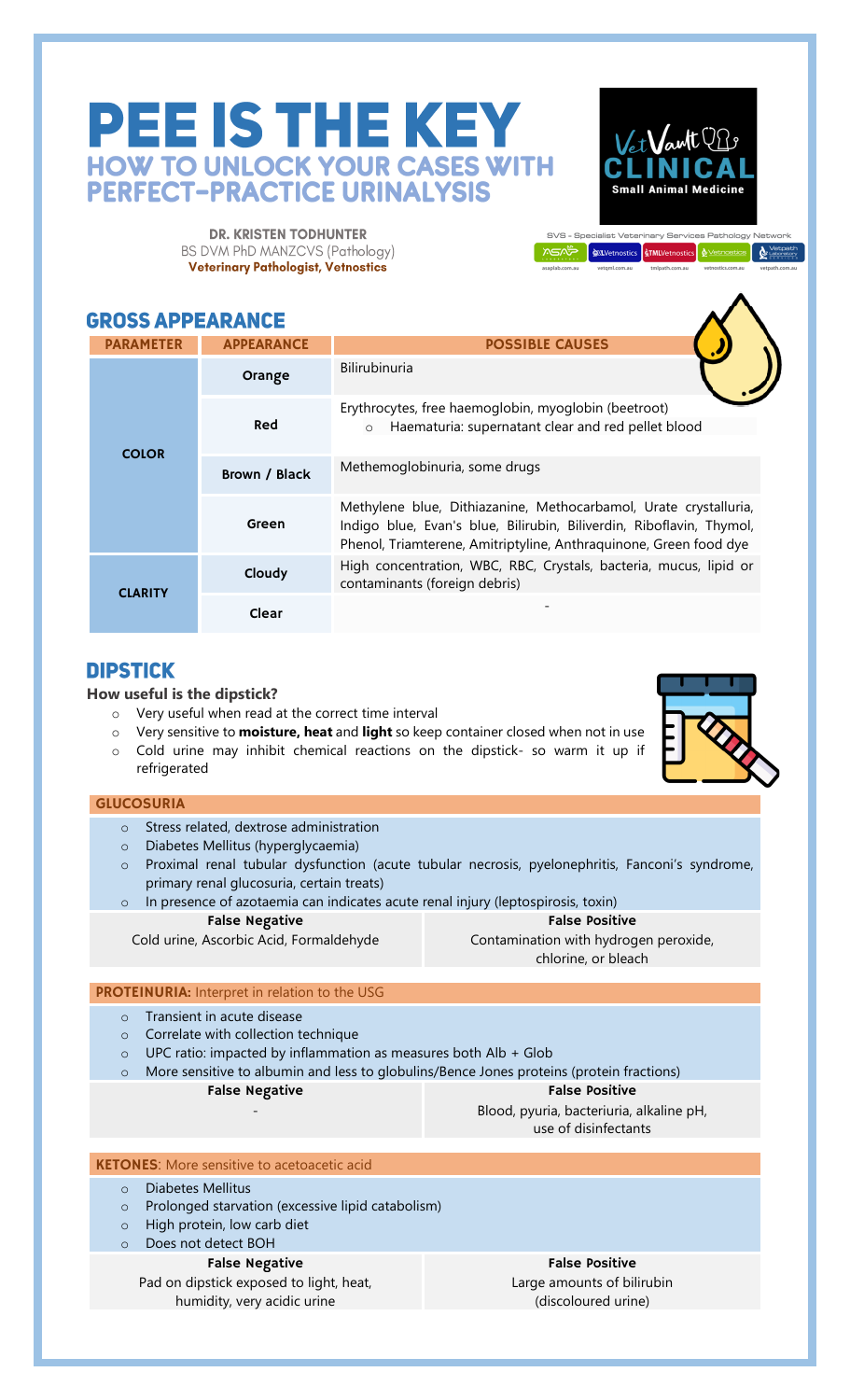# PEE IS THE KEY
## HOW TO UNLOCK YOUR CASES WITH PERFECT-PRACTICE URINALYSIS

**DR. KRISTEN TODHUNTER**
BS DVM PhD MANZCVS (Pathology)
**Veterinary Pathologist, Vetnostics**

VetVault CLINICAL Small Animal Medicine

SVS - Specialist Veterinary Services Pathology Network
asaplab.com.au | vetqml.com.au | tmlpath.com.au | vetnostics.com.au | vetpath.com.au

## GROSS APPEARANCE

| PARAMETER | APPEARANCE | POSSIBLE CAUSES |
|---|---|---|
| COLOR | Orange | Bilirubinuria |
| | Red | Erythrocytes, free haemoglobin, myoglobin (beetroot)<br>○ Haematuria: supernatant clear and red pellet blood |
| | Brown / Black | Methemoglobinuria, some drugs |
| | Green | Methylene blue, Dithiazanine, Methocarbamol, Urate crystalluria, Indigo blue, Evan's blue, Bilirubin, Biliverdin, Riboflavin, Thymol, Phenol, Triamterene, Amitriptyline, Anthraquinone, Green food dye |
| CLARITY | Cloudy | High concentration, WBC, RBC, Crystals, bacteria, mucus, lipid or contaminants (foreign debris) |
| | Clear | - |

## DIPSTICK

**How useful is the dipstick?**

- Very useful when read at the correct time interval
- Very sensitive to **moisture, heat** and **light** so keep container closed when not in use
- Cold urine may inhibit chemical reactions on the dipstick- so warm it up if refrigerated

### GLUCOSURIA

- Stress related, dextrose administration
- Diabetes Mellitus (hyperglycaemia)
- Proximal renal tubular dysfunction (acute tubular necrosis, pyelonephritis, Fanconi's syndrome, primary renal glucosuria, certain treats)
- In presence of azotaemia can indicates acute renal injury (leptospirosis, toxin)

| False Negative | False Positive |
|---|---|
| Cold urine, Ascorbic Acid, Formaldehyde | Contamination with hydrogen peroxide, chlorine, or bleach |

### PROTEINURIA: Interpret in relation to the USG

- Transient in acute disease
- Correlate with collection technique
- UPC ratio: impacted by inflammation as measures both Alb + Glob
- More sensitive to albumin and less to globulins/Bence Jones proteins (protein fractions)

| False Negative | False Positive |
|---|---|
| - | Blood, pyuria, bacteriuria, alkaline pH, use of disinfectants |

### KETONES: More sensitive to acetoacetic acid

- Diabetes Mellitus
- Prolonged starvation (excessive lipid catabolism)
- High protein, low carb diet
- Does not detect BOH

| False Negative | False Positive |
|---|---|
| Pad on dipstick exposed to light, heat, humidity, very acidic urine | Large amounts of bilirubin (discoloured urine) |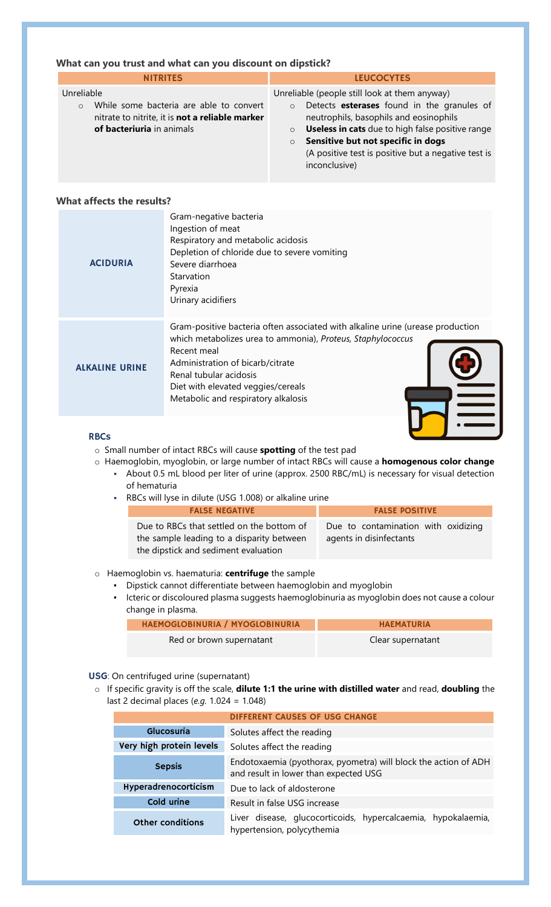### What can you trust and what can you discount on dipstick?

| NITRITES | LEUCOCYTES |
|---|---|
| Unreliable<br>○ While some bacteria are able to convert nitrate to nitrite, it is **not a reliable marker of bacteriuria** in animals | Unreliable (people still look at them anyway)<br>○ Detects **esterases** found in the granules of neutrophils, basophils and eosinophils<br>○ **Useless in cats** due to high false positive range<br>○ **Sensitive but not specific in dogs** (A positive test is positive but a negative test is inconclusive) |

### What affects the results?

| | |
|---|---|
| **ACIDURIA** | Gram-negative bacteria<br>Ingestion of meat<br>Respiratory and metabolic acidosis<br>Depletion of chloride due to severe vomiting<br>Severe diarrhoea<br>Starvation<br>Pyrexia<br>Urinary acidifiers |
| **ALKALINE URINE** | Gram-positive bacteria often associated with alkaline urine (urease production which metabolizes urea to ammonia), *Proteus, Staphylococcus*<br>Recent meal<br>Administration of bicarb/citrate<br>Renal tubular acidosis<br>Diet with elevated veggies/cereals<br>Metabolic and respiratory alkalosis |

#### RBCs

- Small number of intact RBCs will cause **spotting** of the test pad
- Haemoglobin, myoglobin, or large number of intact RBCs will cause a **homogenous color change**
  - About 0.5 mL blood per liter of urine (approx. 2500 RBC/mL) is necessary for visual detection of hematuria
  - RBCs will lyse in dilute (USG 1.008) or alkaline urine

| FALSE NEGATIVE | FALSE POSITIVE |
|---|---|
| Due to RBCs that settled on the bottom of the sample leading to a disparity between the dipstick and sediment evaluation | Due to contamination with oxidizing agents in disinfectants |

- Haemoglobin vs. haematuria: **centrifuge** the sample
  - Dipstick cannot differentiate between haemoglobin and myoglobin
  - Icteric or discoloured plasma suggests haemoglobinuria as myoglobin does not cause a colour change in plasma.

| HAEMOGLOBINURIA / MYOGLOBINURIA | HAEMATURIA |
|---|---|
| Red or brown supernatant | Clear supernatant |

**USG**: On centrifuged urine (supernatant)

- If specific gravity is off the scale, **dilute 1:1 the urine with distilled water** and read, **doubling** the last 2 decimal places (*e.g.* 1.024 = 1.048)

| DIFFERENT CAUSES OF USG CHANGE | |
|---|---|
| **Glucosuria** | Solutes affect the reading |
| **Very high protein levels** | Solutes affect the reading |
| **Sepsis** | Endotoxaemia (pyothorax, pyometra) will block the action of ADH and result in lower than expected USG |
| **Hyperadrenocorticism** | Due to lack of aldosterone |
| **Cold urine** | Result in false USG increase |
| **Other conditions** | Liver disease, glucocorticoids, hypercalcaemia, hypokalaemia, hypertension, polycythemia |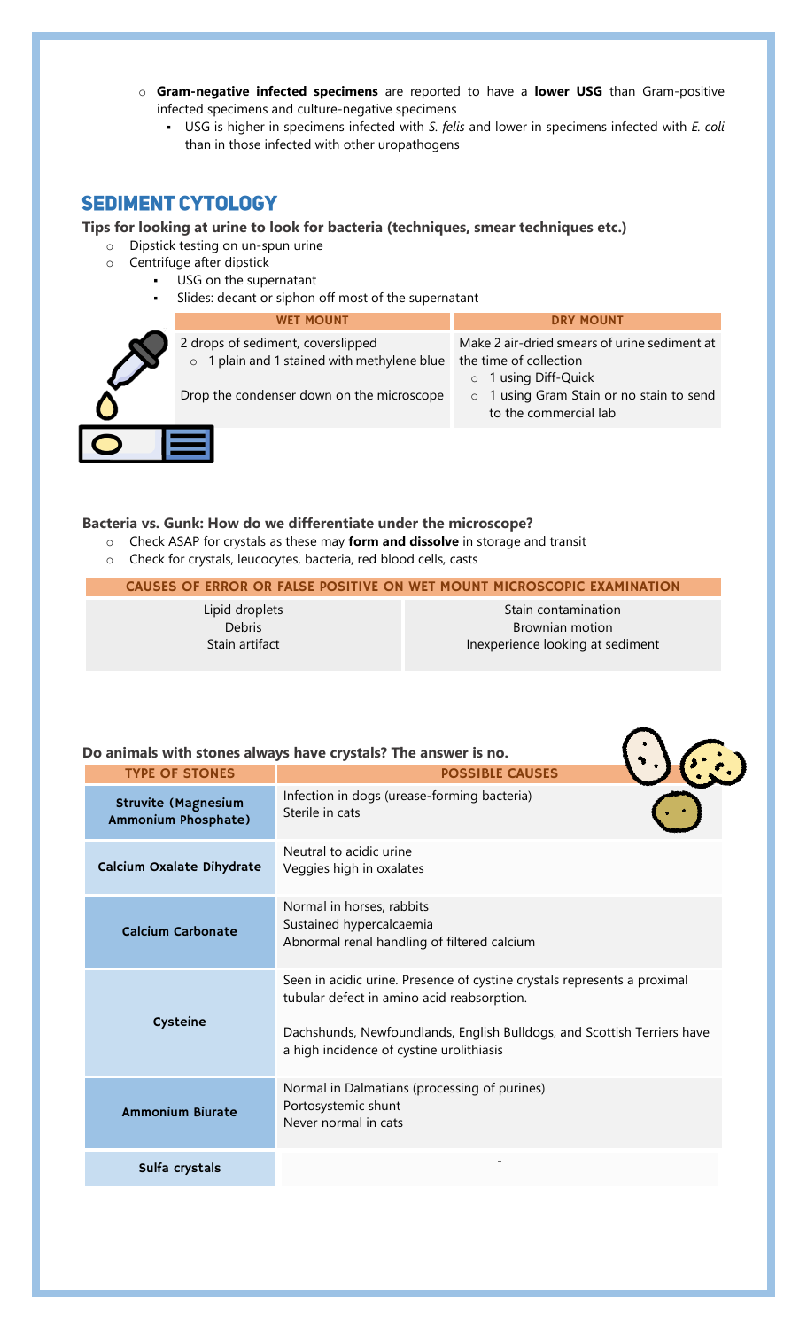- **Gram-negative infected specimens** are reported to have a **lower USG** than Gram-positive infected specimens and culture-negative specimens
  - USG is higher in specimens infected with *S. felis* and lower in specimens infected with *E. coli* than in those infected with other uropathogens

## SEDIMENT CYTOLOGY

**Tips for looking at urine to look for bacteria (techniques, smear techniques etc.)**

- Dipstick testing on un-spun urine
- Centrifuge after dipstick
  - USG on the supernatant
  - Slides: decant or siphon off most of the supernatant

| WET MOUNT | DRY MOUNT |
| --- | --- |
| 2 drops of sediment, coverslipped<br>○ 1 plain and 1 stained with methylene blue<br><br>Drop the condenser down on the microscope | Make 2 air-dried smears of urine sediment at the time of collection<br>○ 1 using Diff-Quick<br>○ 1 using Gram Stain or no stain to send to the commercial lab |

**Bacteria vs. Gunk: How do we differentiate under the microscope?**

- Check ASAP for crystals as these may **form and dissolve** in storage and transit
- Check for crystals, leucocytes, bacteria, red blood cells, casts

| CAUSES OF ERROR OR FALSE POSITIVE ON WET MOUNT MICROSCOPIC EXAMINATION | |
| --- | --- |
| Lipid droplets<br>Debris<br>Stain artifact | Stain contamination<br>Brownian motion<br>Inexperience looking at sediment |

**Do animals with stones always have crystals? The answer is no.**

| TYPE OF STONES | POSSIBLE CAUSES |
| --- | --- |
| **Struvite (Magnesium Ammonium Phosphate)** | Infection in dogs (urease-forming bacteria)<br>Sterile in cats |
| **Calcium Oxalate Dihydrate** | Neutral to acidic urine<br>Veggies high in oxalates |
| **Calcium Carbonate** | Normal in horses, rabbits<br>Sustained hypercalcaemia<br>Abnormal renal handling of filtered calcium |
| **Cysteine** | Seen in acidic urine. Presence of cystine crystals represents a proximal tubular defect in amino acid reabsorption.<br><br>Dachshunds, Newfoundlands, English Bulldogs, and Scottish Terriers have a high incidence of cystine urolithiasis |
| **Ammonium Biurate** | Normal in Dalmatians (processing of purines)<br>Portosystemic shunt<br>Never normal in cats |
| **Sulfa crystals** | - |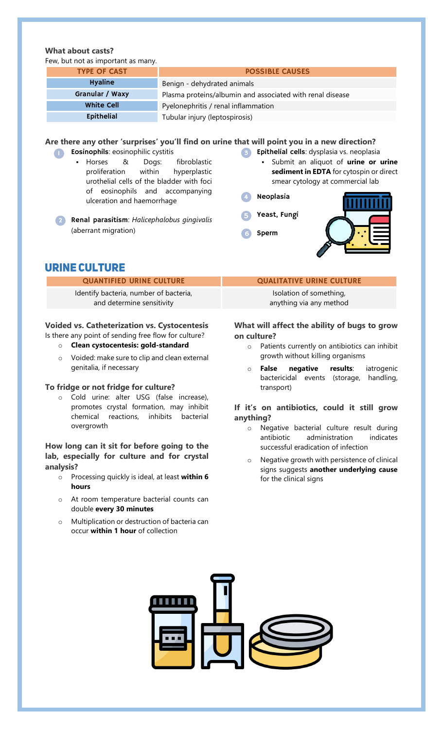**What about casts?**

Few, but not as important as many.

| TYPE OF CAST | POSSIBLE CAUSES |
| --- | --- |
| Hyaline | Benign - dehydrated animals |
| Granular / Waxy | Plasma proteins/albumin and associated with renal disease |
| White Cell | Pyelonephritis / renal inflammation |
| Epithelial | Tubular injury (leptospirosis) |

**Are there any other 'surprises' you'll find on urine that will point you in a new direction?**

1. **Eosinophils**: eosinophilic cystitis
   - Horses & Dogs: fibroblastic proliferation within hyperplastic urothelial cells of the bladder with foci of eosinophils and accompanying ulceration and haemorrhage
2. **Renal parasitism**: *Halicephalobus gingivalis* (aberrant migration)
3. **Epithelial cells**: dysplasia vs. neoplasia
   - Submit an aliquot of **urine or urine sediment in EDTA** for cytospin or direct smear cytology at commercial lab
4. **Neoplasia**
5. **Yeast, Fungi**
6. **Sperm**

## URINE CULTURE

| QUANTIFIED URINE CULTURE | QUALITATIVE URINE CULTURE |
| --- | --- |
| Identify bacteria, number of bacteria, and determine sensitivity | Isolation of something, anything via any method |

**Voided vs. Catheterization vs. Cystocentesis**

Is there any point of sending free flow for culture?

- **Clean cystocentesis: gold-standard**
- Voided: make sure to clip and clean external genitalia, if necessary

**To fridge or not fridge for culture?**

- Cold urine: alter USG (false increase), promotes crystal formation, may inhibit chemical reactions, inhibits bacterial overgrowth

**How long can it sit for before going to the lab, especially for culture and for crystal analysis?**

- Processing quickly is ideal, at least **within 6 hours**
- At room temperature bacterial counts can double **every 30 minutes**
- Multiplication or destruction of bacteria can occur **within 1 hour** of collection

**What will affect the ability of bugs to grow on culture?**

- Patients currently on antibiotics can inhibit growth without killing organisms
- **False negative results**: iatrogenic bactericidal events (storage, handling, transport)

**If it's on antibiotics, could it still grow anything?**

- Negative bacterial culture result during antibiotic administration indicates successful eradication of infection
- Negative growth with persistence of clinical signs suggests **another underlying cause** for the clinical signs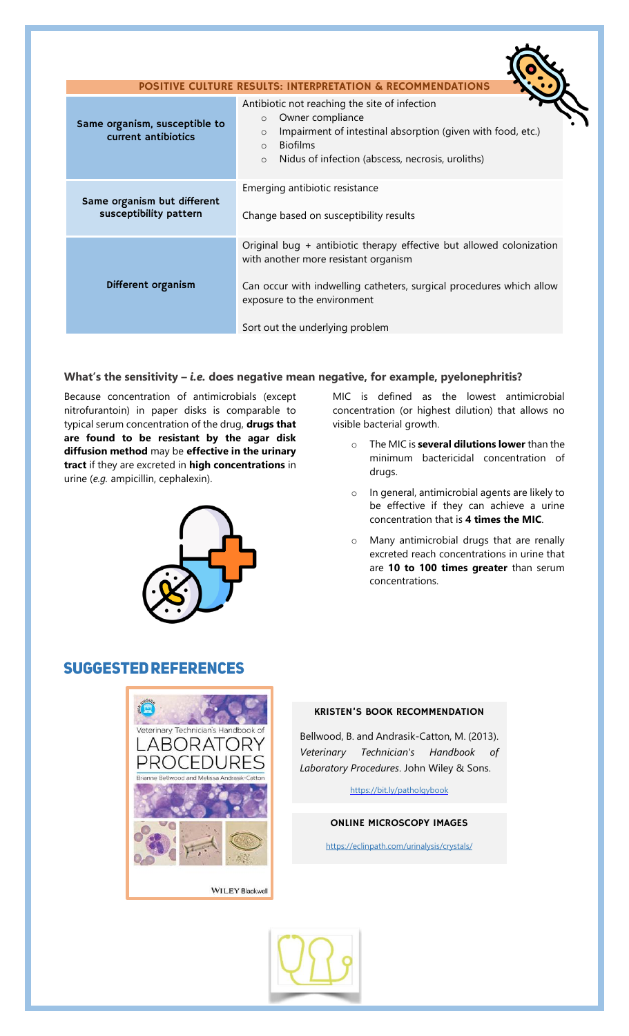## POSITIVE CULTURE RESULTS: INTERPRETATION & RECOMMENDATIONS

| | |
|---|---|
| **Same organism, susceptible to current antibiotics** | Antibiotic not reaching the site of infection<br>◦ Owner compliance<br>◦ Impairment of intestinal absorption (given with food, etc.)<br>◦ Biofilms<br>◦ Nidus of infection (abscess, necrosis, uroliths) |
| **Same organism but different susceptibility pattern** | Emerging antibiotic resistance<br><br>Change based on susceptibility results |
| **Different organism** | Original bug + antibiotic therapy effective but allowed colonization with another more resistant organism<br><br>Can occur with indwelling catheters, surgical procedures which allow exposure to the environment<br><br>Sort out the underlying problem |

### What's the sensitivity – *i.e.* does negative mean negative, for example, pyelonephritis?

Because concentration of antimicrobials (except nitrofurantoin) in paper disks is comparable to typical serum concentration of the drug, **drugs that are found to be resistant by the agar disk diffusion method** may be **effective in the urinary tract** if they are excreted in **high concentrations** in urine (*e.g.* ampicillin, cephalexin).

MIC is defined as the lowest antimicrobial concentration (or highest dilution) that allows no visible bacterial growth.

- The MIC is **several dilutions lower** than the minimum bactericidal concentration of drugs.
- In general, antimicrobial agents are likely to be effective if they can achieve a urine concentration that is **4 times the MIC**.
- Many antimicrobial drugs that are renally excreted reach concentrations in urine that are **10 to 100 times greater** than serum concentrations.

## SUGGESTED REFERENCES

#### KRISTEN'S BOOK RECOMMENDATION

Bellwood, B. and Andrasik-Catton, M. (2013). *Veterinary Technician's Handbook of Laboratory Procedures*. John Wiley & Sons.

https://bit.ly/patholgybook

#### ONLINE MICROSCOPY IMAGES

https://eclinpath.com/urinalysis/crystals/